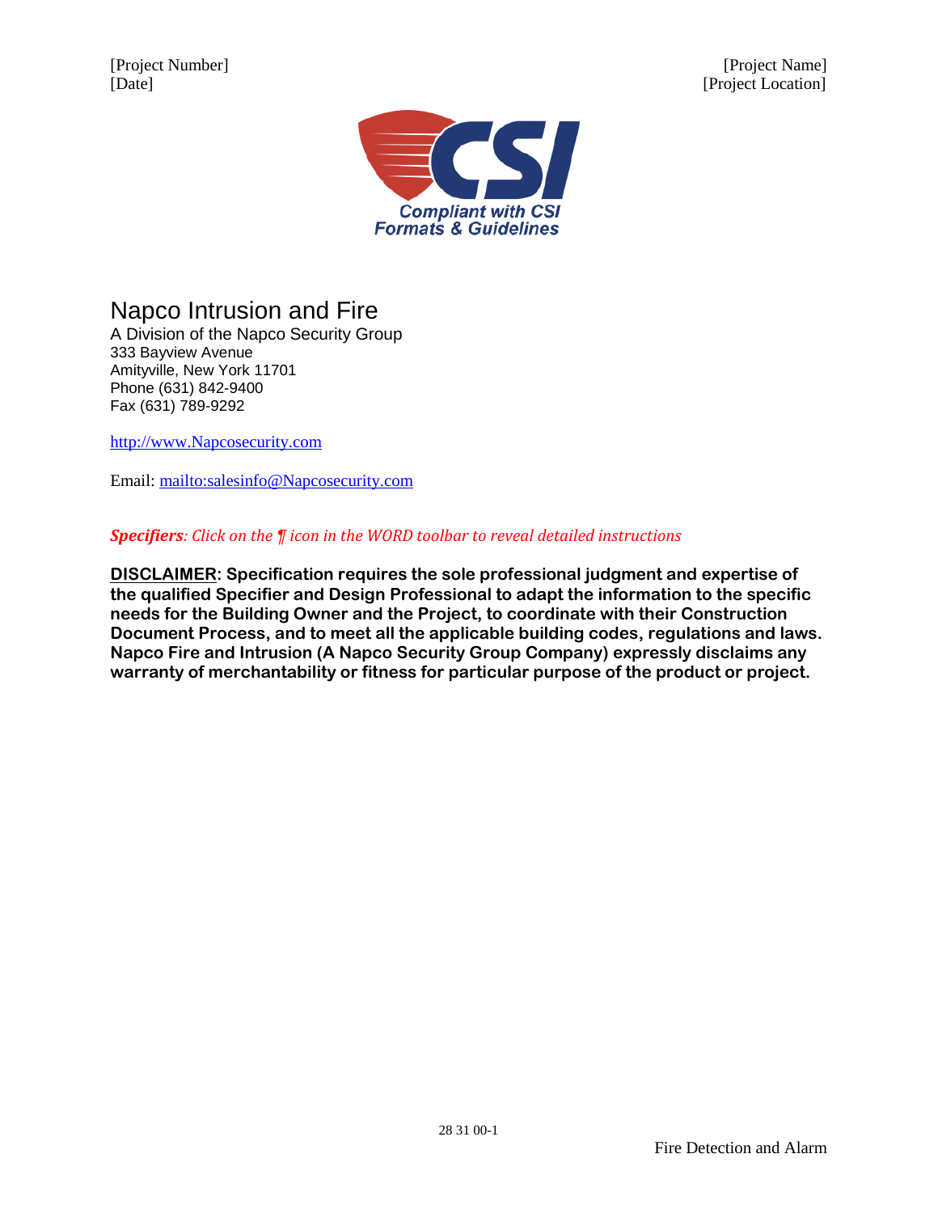[Project Number]
[Date]

[Project Name]
[Project Location]

Compliant with CSI Formats & Guidelines

# Napco Intrusion and Fire

A Division of the Napco Security Group
333 Bayview Avenue
Amityville, New York 11701
Phone (631) 842-9400
Fax (631) 789-9292

http://www.Napcosecurity.com

Email: mailto:salesinfo@Napcosecurity.com

***Specifiers**: Click on the ¶ icon in the WORD toolbar to reveal detailed instructions*

**DISCLAIMER: Specification requires the sole professional judgment and expertise of the qualified Specifier and Design Professional to adapt the information to the specific needs for the Building Owner and the Project, to coordinate with their Construction Document Process, and to meet all the applicable building codes, regulations and laws. Napco Fire and Intrusion (A Napco Security Group Company) expressly disclaims any warranty of merchantability or fitness for particular purpose of the product or project.**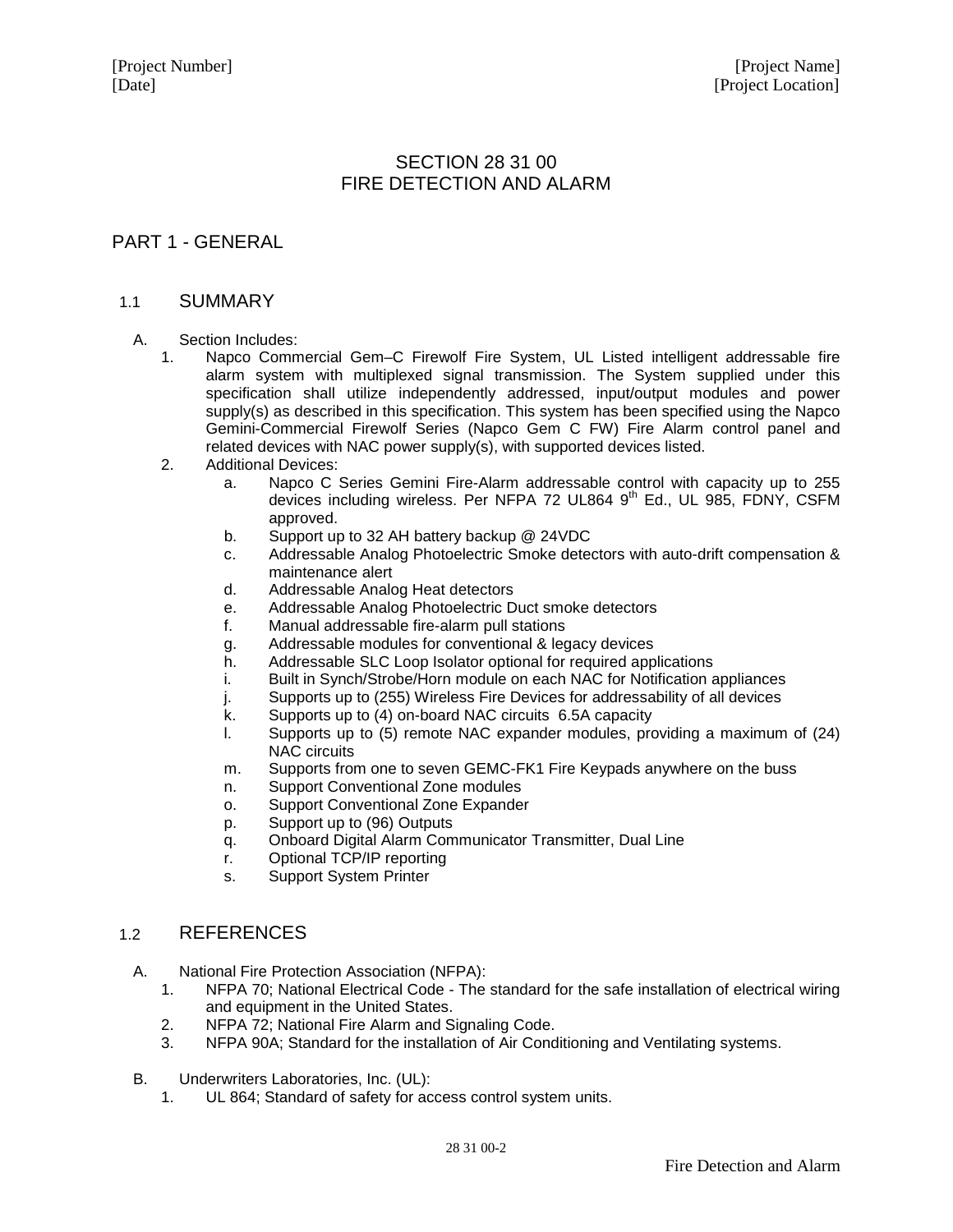# SECTION 28 31 00
# FIRE DETECTION AND ALARM

## PART 1 - GENERAL

### 1.1 SUMMARY

A. Section Includes:
   1. Napco Commercial Gem–C Firewolf Fire System, UL Listed intelligent addressable fire alarm system with multiplexed signal transmission. The System supplied under this specification shall utilize independently addressed, input/output modules and power supply(s) as described in this specification. This system has been specified using the Napco Gemini-Commercial Firewolf Series (Napco Gem C FW) Fire Alarm control panel and related devices with NAC power supply(s), with supported devices listed.
   2. Additional Devices:
      a. Napco C Series Gemini Fire-Alarm addressable control with capacity up to 255 devices including wireless. Per NFPA 72 UL864 9th Ed., UL 985, FDNY, CSFM approved.
      b. Support up to 32 AH battery backup @ 24VDC
      c. Addressable Analog Photoelectric Smoke detectors with auto-drift compensation & maintenance alert
      d. Addressable Analog Heat detectors
      e. Addressable Analog Photoelectric Duct smoke detectors
      f. Manual addressable fire-alarm pull stations
      g. Addressable modules for conventional & legacy devices
      h. Addressable SLC Loop Isolator optional for required applications
      i. Built in Synch/Strobe/Horn module on each NAC for Notification appliances
      j. Supports up to (255) Wireless Fire Devices for addressability of all devices
      k. Supports up to (4) on-board NAC circuits 6.5A capacity
      l. Supports up to (5) remote NAC expander modules, providing a maximum of (24) NAC circuits
      m. Supports from one to seven GEMC-FK1 Fire Keypads anywhere on the buss
      n. Support Conventional Zone modules
      o. Support Conventional Zone Expander
      p. Support up to (96) Outputs
      q. Onboard Digital Alarm Communicator Transmitter, Dual Line
      r. Optional TCP/IP reporting
      s. Support System Printer

### 1.2 REFERENCES

A. National Fire Protection Association (NFPA):
   1. NFPA 70; National Electrical Code - The standard for the safe installation of electrical wiring and equipment in the United States.
   2. NFPA 72; National Fire Alarm and Signaling Code.
   3. NFPA 90A; Standard for the installation of Air Conditioning and Ventilating systems.

B. Underwriters Laboratories, Inc. (UL):
   1. UL 864; Standard of safety for access control system units.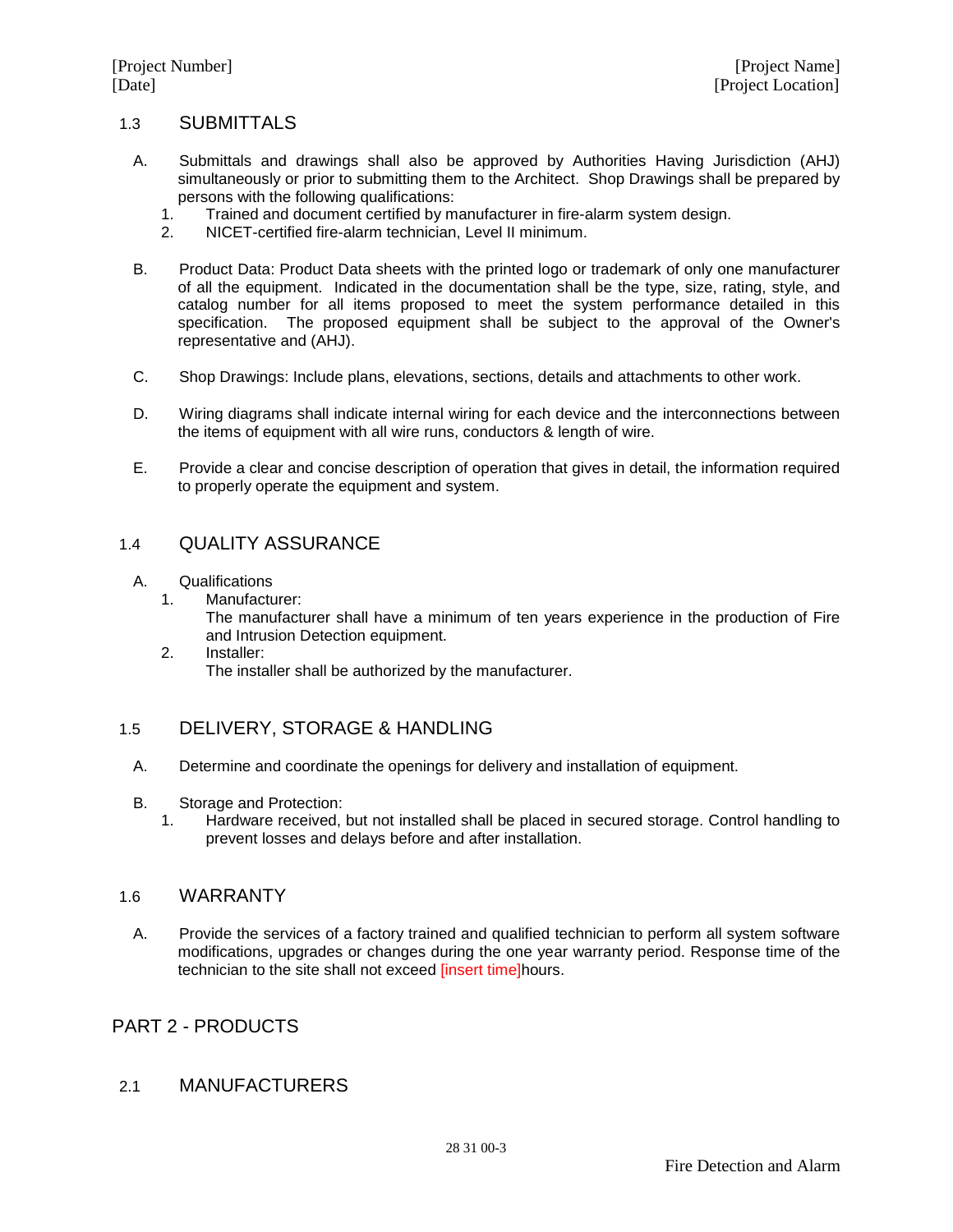## 1.3 SUBMITTALS

A. Submittals and drawings shall also be approved by Authorities Having Jurisdiction (AHJ) simultaneously or prior to submitting them to the Architect. Shop Drawings shall be prepared by persons with the following qualifications:
   1. Trained and document certified by manufacturer in fire-alarm system design.
   2. NICET-certified fire-alarm technician, Level II minimum.

B. Product Data: Product Data sheets with the printed logo or trademark of only one manufacturer of all the equipment. Indicated in the documentation shall be the type, size, rating, style, and catalog number for all items proposed to meet the system performance detailed in this specification. The proposed equipment shall be subject to the approval of the Owner's representative and (AHJ).

C. Shop Drawings: Include plans, elevations, sections, details and attachments to other work.

D. Wiring diagrams shall indicate internal wiring for each device and the interconnections between the items of equipment with all wire runs, conductors & length of wire.

E. Provide a clear and concise description of operation that gives in detail, the information required to properly operate the equipment and system.

## 1.4 QUALITY ASSURANCE

A. Qualifications
   1. Manufacturer:
      The manufacturer shall have a minimum of ten years experience in the production of Fire and Intrusion Detection equipment.
   2. Installer:
      The installer shall be authorized by the manufacturer.

## 1.5 DELIVERY, STORAGE & HANDLING

A. Determine and coordinate the openings for delivery and installation of equipment.

B. Storage and Protection:
   1. Hardware received, but not installed shall be placed in secured storage. Control handling to prevent losses and delays before and after installation.

## 1.6 WARRANTY

A. Provide the services of a factory trained and qualified technician to perform all system software modifications, upgrades or changes during the one year warranty period. Response time of the technician to the site shall not exceed [insert time]hours.

# PART 2 - PRODUCTS

## 2.1 MANUFACTURERS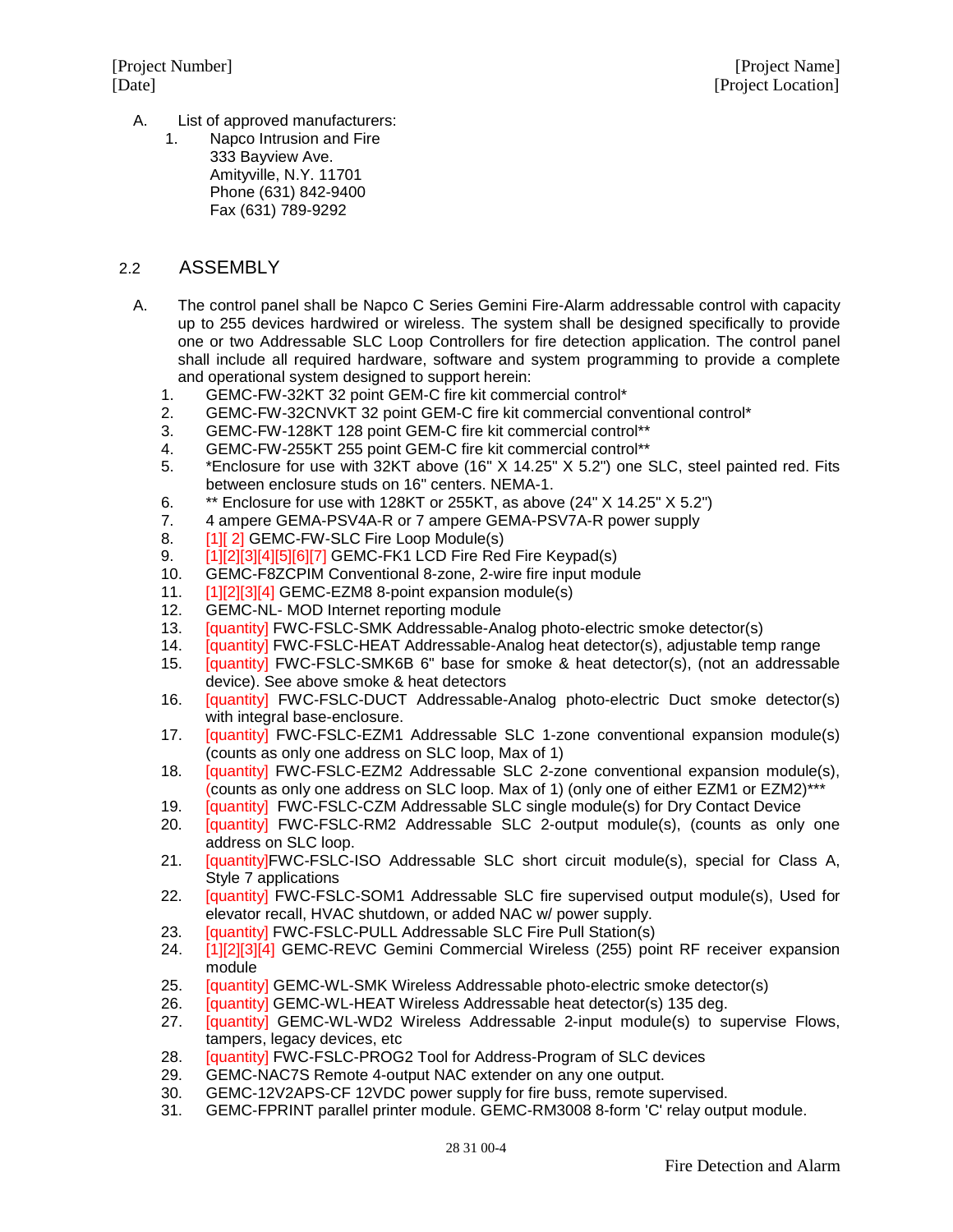A. List of approved manufacturers:

1. Napco Intrusion and Fire
   333 Bayview Ave.
   Amityville, N.Y. 11701
   Phone (631) 842-9400
   Fax (631) 789-9292

## 2.2 ASSEMBLY

A. The control panel shall be Napco C Series Gemini Fire-Alarm addressable control with capacity up to 255 devices hardwired or wireless. The system shall be designed specifically to provide one or two Addressable SLC Loop Controllers for fire detection application. The control panel shall include all required hardware, software and system programming to provide a complete and operational system designed to support herein:

1. GEMC-FW-32KT 32 point GEM-C fire kit commercial control*
2. GEMC-FW-32CNVKT 32 point GEM-C fire kit commercial conventional control*
3. GEMC-FW-128KT 128 point GEM-C fire kit commercial control**
4. GEMC-FW-255KT 255 point GEM-C fire kit commercial control**
5. *Enclosure for use with 32KT above (16" X 14.25" X 5.2") one SLC, steel painted red. Fits between enclosure studs on 16" centers. NEMA-1.
6. ** Enclosure for use with 128KT or 255KT, as above (24" X 14.25" X 5.2")
7. 4 ampere GEMA-PSV4A-R or 7 ampere GEMA-PSV7A-R power supply
8. [1][ 2] GEMC-FW-SLC Fire Loop Module(s)
9. [1][2][3][4][5][6][7] GEMC-FK1 LCD Fire Red Fire Keypad(s)
10. GEMC-F8ZCPIM Conventional 8-zone, 2-wire fire input module
11. [1][2][3][4] GEMC-EZM8 8-point expansion module(s)
12. GEMC-NL- MOD Internet reporting module
13. [quantity] FWC-FSLC-SMK Addressable-Analog photo-electric smoke detector(s)
14. [quantity] FWC-FSLC-HEAT Addressable-Analog heat detector(s), adjustable temp range
15. [quantity] FWC-FSLC-SMK6B 6" base for smoke & heat detector(s), (not an addressable device). See above smoke & heat detectors
16. [quantity] FWC-FSLC-DUCT Addressable-Analog photo-electric Duct smoke detector(s) with integral base-enclosure.
17. [quantity] FWC-FSLC-EZM1 Addressable SLC 1-zone conventional expansion module(s) (counts as only one address on SLC loop, Max of 1)
18. [quantity] FWC-FSLC-EZM2 Addressable SLC 2-zone conventional expansion module(s), (counts as only one address on SLC loop. Max of 1) (only one of either EZM1 or EZM2)***
19. [quantity] FWC-FSLC-CZM Addressable SLC single module(s) for Dry Contact Device
20. [quantity] FWC-FSLC-RM2 Addressable SLC 2-output module(s), (counts as only one address on SLC loop.
21. [quantity]FWC-FSLC-ISO Addressable SLC short circuit module(s), special for Class A, Style 7 applications
22. [quantity] FWC-FSLC-SOM1 Addressable SLC fire supervised output module(s), Used for elevator recall, HVAC shutdown, or added NAC w/ power supply.
23. [quantity] FWC-FSLC-PULL Addressable SLC Fire Pull Station(s)
24. [1][2][3][4] GEMC-REVC Gemini Commercial Wireless (255) point RF receiver expansion module
25. [quantity] GEMC-WL-SMK Wireless Addressable photo-electric smoke detector(s)
26. [quantity] GEMC-WL-HEAT Wireless Addressable heat detector(s) 135 deg.
27. [quantity] GEMC-WL-WD2 Wireless Addressable 2-input module(s) to supervise Flows, tampers, legacy devices, etc
28. [quantity] FWC-FSLC-PROG2 Tool for Address-Program of SLC devices
29. GEMC-NAC7S Remote 4-output NAC extender on any one output.
30. GEMC-12V2APS-CF 12VDC power supply for fire buss, remote supervised.
31. GEMC-FPRINT parallel printer module. GEMC-RM3008 8-form 'C' relay output module.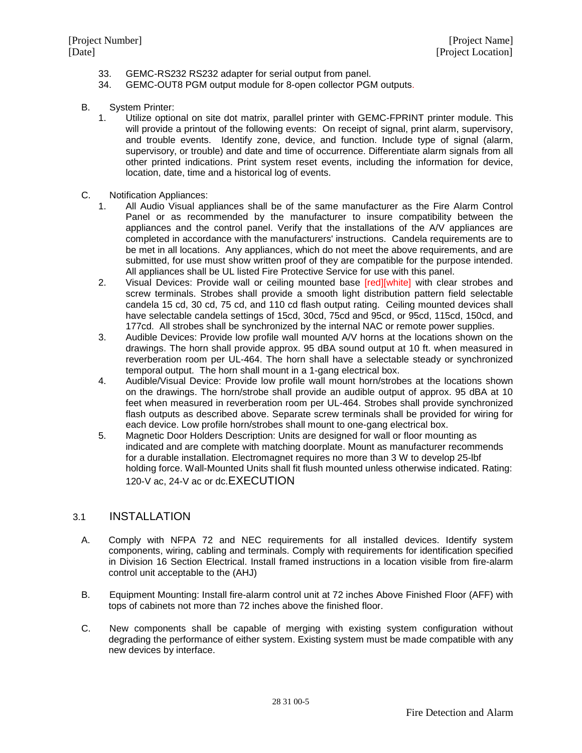33. GEMC-RS232 RS232 adapter for serial output from panel.
34. GEMC-OUT8 PGM output module for 8-open collector PGM outputs.

B. System Printer:
1. Utilize optional on site dot matrix, parallel printer with GEMC-FPRINT printer module. This will provide a printout of the following events: On receipt of signal, print alarm, supervisory, and trouble events. Identify zone, device, and function. Include type of signal (alarm, supervisory, or trouble) and date and time of occurrence. Differentiate alarm signals from all other printed indications. Print system reset events, including the information for device, location, date, time and a historical log of events.

C. Notification Appliances:
1. All Audio Visual appliances shall be of the same manufacturer as the Fire Alarm Control Panel or as recommended by the manufacturer to insure compatibility between the appliances and the control panel. Verify that the installations of the A/V appliances are completed in accordance with the manufacturers' instructions. Candela requirements are to be met in all locations. Any appliances, which do not meet the above requirements, and are submitted, for use must show written proof of they are compatible for the purpose intended. All appliances shall be UL listed Fire Protective Service for use with this panel.
2. Visual Devices: Provide wall or ceiling mounted base [red][white] with clear strobes and screw terminals. Strobes shall provide a smooth light distribution pattern field selectable candela 15 cd, 30 cd, 75 cd, and 110 cd flash output rating. Ceiling mounted devices shall have selectable candela settings of 15cd, 30cd, 75cd and 95cd, or 95cd, 115cd, 150cd, and 177cd. All strobes shall be synchronized by the internal NAC or remote power supplies.
3. Audible Devices: Provide low profile wall mounted A/V horns at the locations shown on the drawings. The horn shall provide approx. 95 dBA sound output at 10 ft. when measured in reverberation room per UL-464. The horn shall have a selectable steady or synchronized temporal output. The horn shall mount in a 1-gang electrical box.
4. Audible/Visual Device: Provide low profile wall mount horn/strobes at the locations shown on the drawings. The horn/strobe shall provide an audible output of approx. 95 dBA at 10 feet when measured in reverberation room per UL-464. Strobes shall provide synchronized flash outputs as described above. Separate screw terminals shall be provided for wiring for each device. Low profile horn/strobes shall mount to one-gang electrical box.
5. Magnetic Door Holders Description: Units are designed for wall or floor mounting as indicated and are complete with matching doorplate. Mount as manufacturer recommends for a durable installation. Electromagnet requires no more than 3 W to develop 25-lbf holding force. Wall-Mounted Units shall fit flush mounted unless otherwise indicated. Rating: 120-V ac, 24-V ac or dc.EXECUTION

## 3.1 INSTALLATION

A. Comply with NFPA 72 and NEC requirements for all installed devices. Identify system components, wiring, cabling and terminals. Comply with requirements for identification specified in Division 16 Section Electrical. Install framed instructions in a location visible from fire-alarm control unit acceptable to the (AHJ)

B. Equipment Mounting: Install fire-alarm control unit at 72 inches Above Finished Floor (AFF) with tops of cabinets not more than 72 inches above the finished floor.

C. New components shall be capable of merging with existing system configuration without degrading the performance of either system. Existing system must be made compatible with any new devices by interface.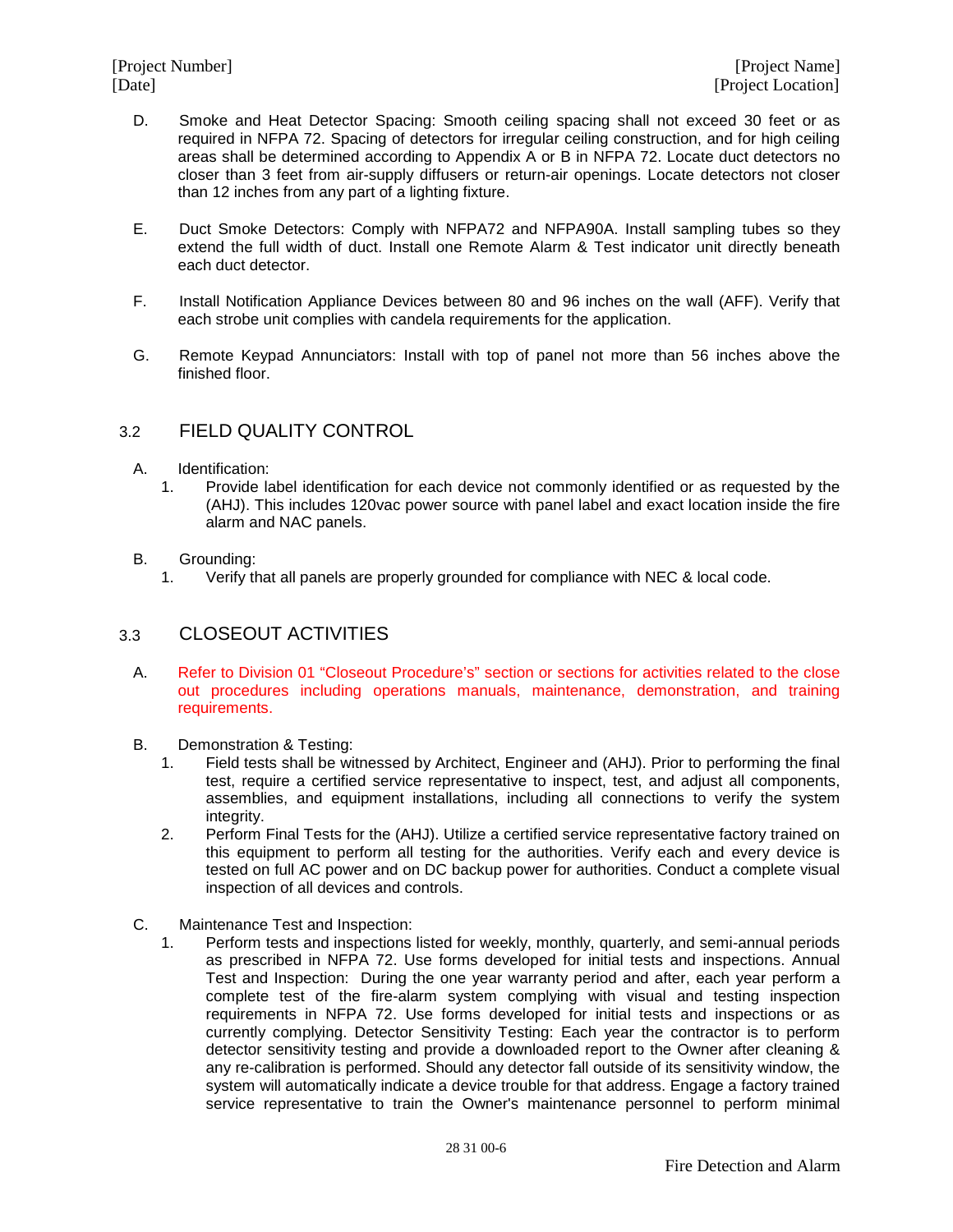D. Smoke and Heat Detector Spacing: Smooth ceiling spacing shall not exceed 30 feet or as required in NFPA 72. Spacing of detectors for irregular ceiling construction, and for high ceiling areas shall be determined according to Appendix A or B in NFPA 72. Locate duct detectors no closer than 3 feet from air-supply diffusers or return-air openings. Locate detectors not closer than 12 inches from any part of a lighting fixture.

E. Duct Smoke Detectors: Comply with NFPA72 and NFPA90A. Install sampling tubes so they extend the full width of duct. Install one Remote Alarm & Test indicator unit directly beneath each duct detector.

F. Install Notification Appliance Devices between 80 and 96 inches on the wall (AFF). Verify that each strobe unit complies with candela requirements for the application.

G. Remote Keypad Annunciators: Install with top of panel not more than 56 inches above the finished floor.

## 3.2 FIELD QUALITY CONTROL

A. Identification:
   1. Provide label identification for each device not commonly identified or as requested by the (AHJ). This includes 120vac power source with panel label and exact location inside the fire alarm and NAC panels.

B. Grounding:
   1. Verify that all panels are properly grounded for compliance with NEC & local code.

## 3.3 CLOSEOUT ACTIVITIES

A. Refer to Division 01 “Closeout Procedure’s” section or sections for activities related to the close out procedures including operations manuals, maintenance, demonstration, and training requirements.

B. Demonstration & Testing:
   1. Field tests shall be witnessed by Architect, Engineer and (AHJ). Prior to performing the final test, require a certified service representative to inspect, test, and adjust all components, assemblies, and equipment installations, including all connections to verify the system integrity.
   2. Perform Final Tests for the (AHJ). Utilize a certified service representative factory trained on this equipment to perform all testing for the authorities. Verify each and every device is tested on full AC power and on DC backup power for authorities. Conduct a complete visual inspection of all devices and controls.

C. Maintenance Test and Inspection:
   1. Perform tests and inspections listed for weekly, monthly, quarterly, and semi-annual periods as prescribed in NFPA 72. Use forms developed for initial tests and inspections. Annual Test and Inspection: During the one year warranty period and after, each year perform a complete test of the fire-alarm system complying with visual and testing inspection requirements in NFPA 72. Use forms developed for initial tests and inspections or as currently complying. Detector Sensitivity Testing: Each year the contractor is to perform detector sensitivity testing and provide a downloaded report to the Owner after cleaning & any re-calibration is performed. Should any detector fall outside of its sensitivity window, the system will automatically indicate a device trouble for that address. Engage a factory trained service representative to train the Owner's maintenance personnel to perform minimal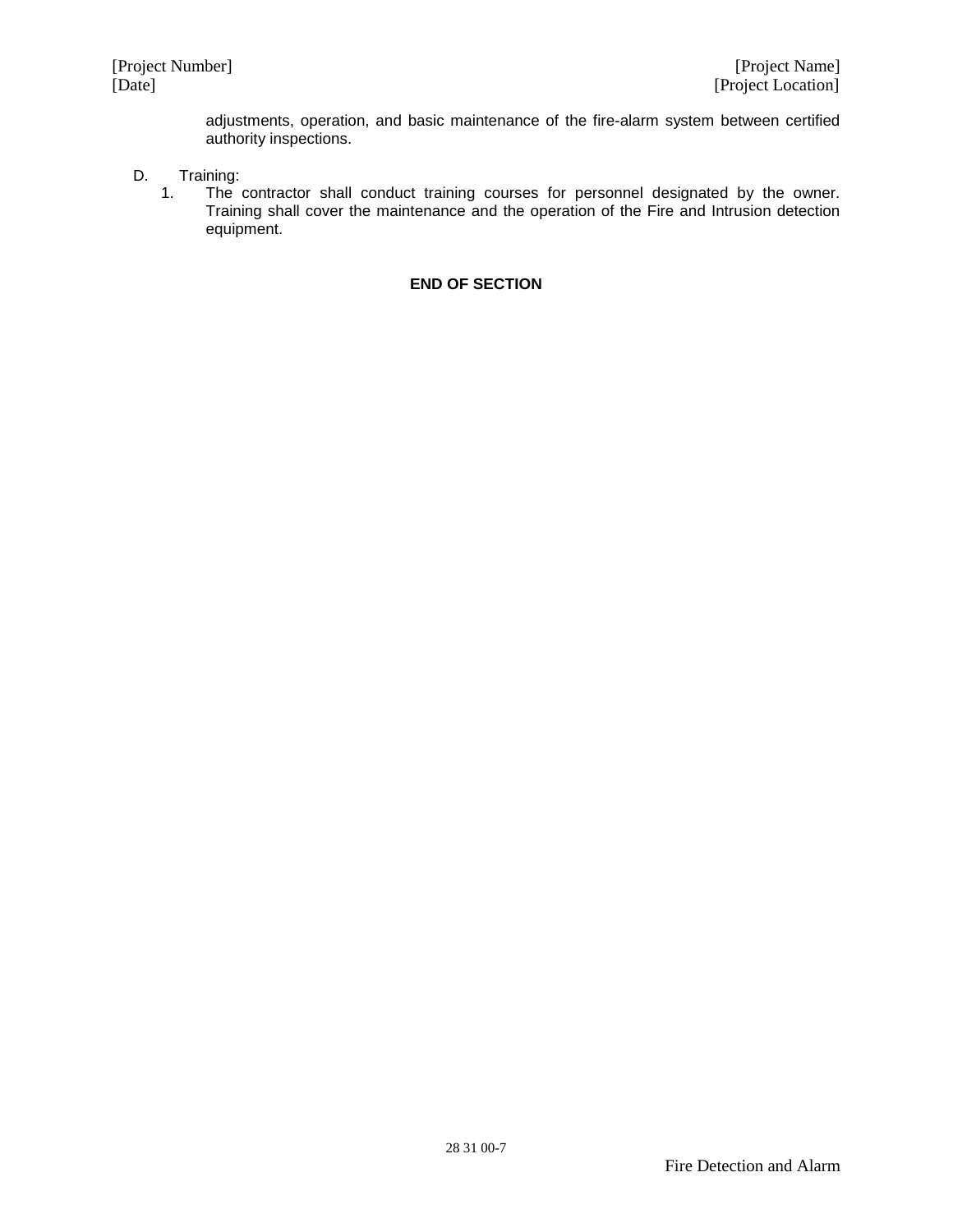adjustments, operation, and basic maintenance of the fire-alarm system between certified authority inspections.

D. Training:
   1. The contractor shall conduct training courses for personnel designated by the owner. Training shall cover the maintenance and the operation of the Fire and Intrusion detection equipment.

**END OF SECTION**